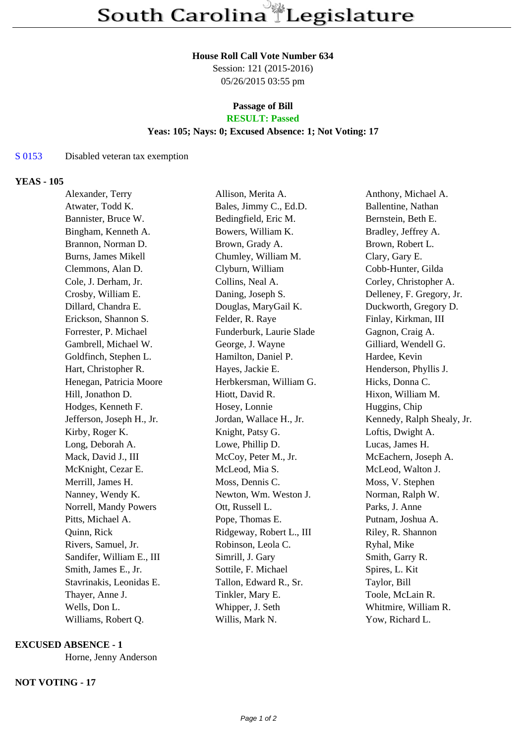# South Carolina Legislature

**House Roll Call Vote Number 634**
Session: 121 (2015-2016)
05/26/2015 03:55 pm

**Passage of Bill**
**RESULT: Passed**
**Yeas: 105; Nays: 0; Excused Absence: 1; Not Voting: 17**

S 0153 Disabled veteran tax exemption

**YEAS - 105**

| | | |
|---|---|---|
| Alexander, Terry | Allison, Merita A. | Anthony, Michael A. |
| Atwater, Todd K. | Bales, Jimmy C., Ed.D. | Ballentine, Nathan |
| Bannister, Bruce W. | Bedingfield, Eric M. | Bernstein, Beth E. |
| Bingham, Kenneth A. | Bowers, William K. | Bradley, Jeffrey A. |
| Brannon, Norman D. | Brown, Grady A. | Brown, Robert L. |
| Burns, James Mikell | Chumley, William M. | Clary, Gary E. |
| Clemmons, Alan D. | Clyburn, William | Cobb-Hunter, Gilda |
| Cole, J. Derham, Jr. | Collins, Neal A. | Corley, Christopher A. |
| Crosby, William E. | Daning, Joseph S. | Delleney, F. Gregory, Jr. |
| Dillard, Chandra E. | Douglas, MaryGail K. | Duckworth, Gregory D. |
| Erickson, Shannon S. | Felder, R. Raye | Finlay, Kirkman, III |
| Forrester, P. Michael | Funderburk, Laurie Slade | Gagnon, Craig A. |
| Gambrell, Michael W. | George, J. Wayne | Gilliard, Wendell G. |
| Goldfinch, Stephen L. | Hamilton, Daniel P. | Hardee, Kevin |
| Hart, Christopher R. | Hayes, Jackie E. | Henderson, Phyllis J. |
| Henegan, Patricia Moore | Herbkersman, William G. | Hicks, Donna C. |
| Hill, Jonathon D. | Hiott, David R. | Hixon, William M. |
| Hodges, Kenneth F. | Hosey, Lonnie | Huggins, Chip |
| Jefferson, Joseph H., Jr. | Jordan, Wallace H., Jr. | Kennedy, Ralph Shealy, Jr. |
| Kirby, Roger K. | Knight, Patsy G. | Loftis, Dwight A. |
| Long, Deborah A. | Lowe, Phillip D. | Lucas, James H. |
| Mack, David J., III | McCoy, Peter M., Jr. | McEachern, Joseph A. |
| McKnight, Cezar E. | McLeod, Mia S. | McLeod, Walton J. |
| Merrill, James H. | Moss, Dennis C. | Moss, V. Stephen |
| Nanney, Wendy K. | Newton, Wm. Weston J. | Norman, Ralph W. |
| Norrell, Mandy Powers | Ott, Russell L. | Parks, J. Anne |
| Pitts, Michael A. | Pope, Thomas E. | Putnam, Joshua A. |
| Quinn, Rick | Ridgeway, Robert L., III | Riley, R. Shannon |
| Rivers, Samuel, Jr. | Robinson, Leola C. | Ryhal, Mike |
| Sandifer, William E., III | Simrill, J. Gary | Smith, Garry R. |
| Smith, James E., Jr. | Sottile, F. Michael | Spires, L. Kit |
| Stavrinakis, Leonidas E. | Tallon, Edward R., Sr. | Taylor, Bill |
| Thayer, Anne J. | Tinkler, Mary E. | Toole, McLain R. |
| Wells, Don L. | Whipper, J. Seth | Whitmire, William R. |
| Williams, Robert Q. | Willis, Mark N. | Yow, Richard L. |

**EXCUSED ABSENCE - 1**

Horne, Jenny Anderson

**NOT VOTING - 17**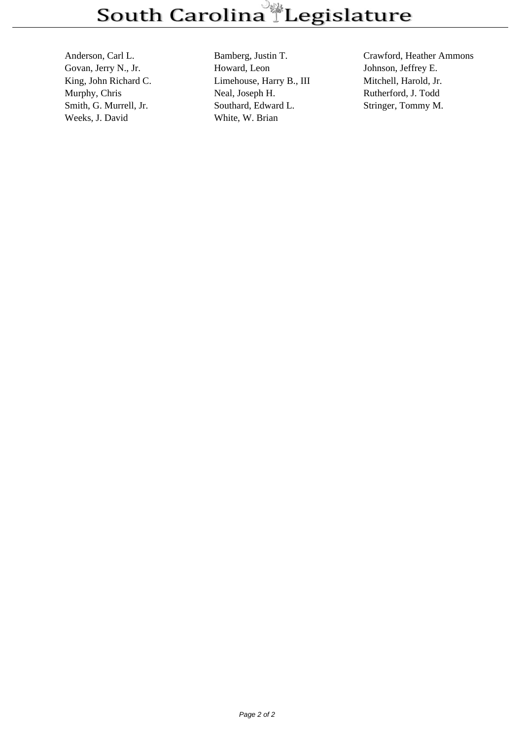Anderson, Carl L.
Bamberg, Justin T.
Crawford, Heather Ammons
Govan, Jerry N., Jr.
Howard, Leon
Johnson, Jeffrey E.
King, John Richard C.
Limehouse, Harry B., III
Mitchell, Harold, Jr.
Murphy, Chris
Neal, Joseph H.
Rutherford, J. Todd
Smith, G. Murrell, Jr.
Southard, Edward L.
Stringer, Tommy M.
Weeks, J. David
White, W. Brian